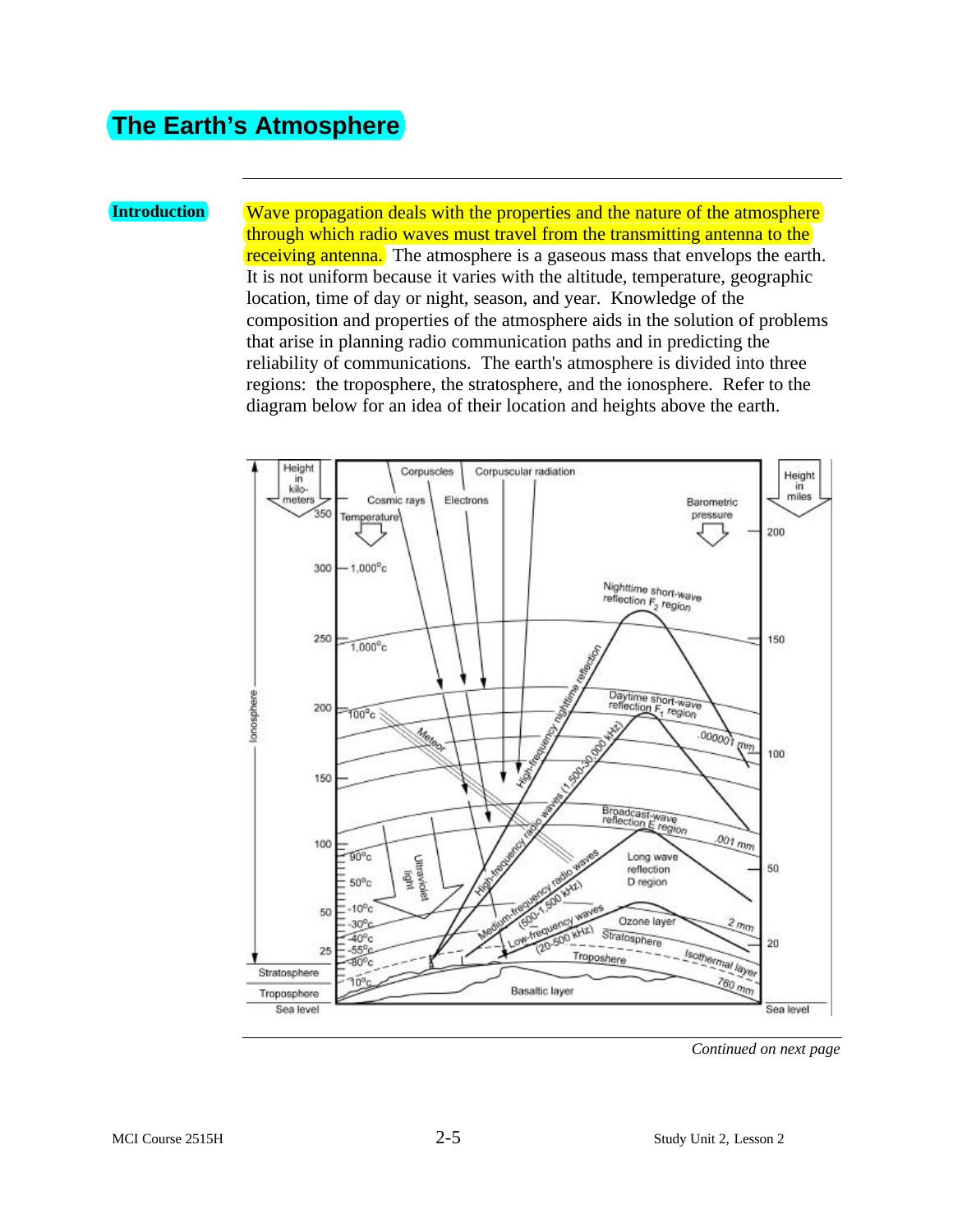# The Earth's Atmosphere

**Introduction**

Wave propagation deals with the properties and the nature of the atmosphere through which radio waves must travel from the transmitting antenna to the receiving antenna. The atmosphere is a gaseous mass that envelops the earth. It is not uniform because it varies with the altitude, temperature, geographic location, time of day or night, season, and year. Knowledge of the composition and properties of the atmosphere aids in the solution of problems that arise in planning radio communication paths and in predicting the reliability of communications. The earth's atmosphere is divided into three regions: the troposphere, the stratosphere, and the ionosphere. Refer to the diagram below for an idea of their location and heights above the earth.

*Continued on next page*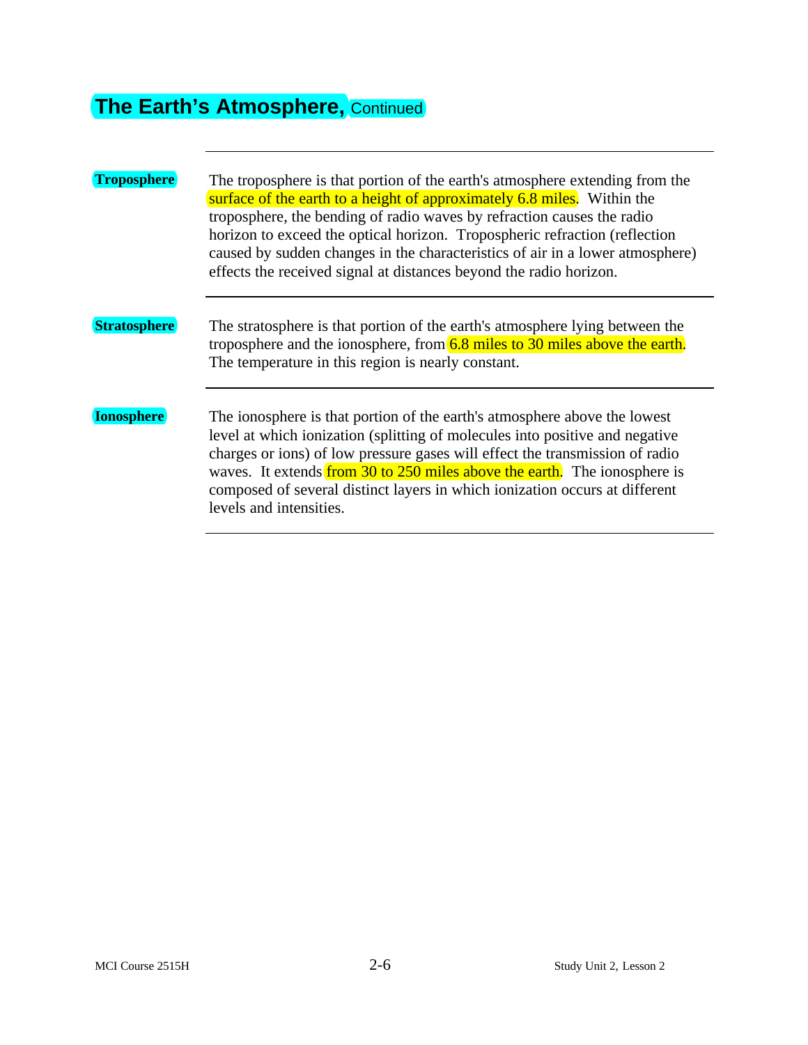# The Earth's Atmosphere, Continued

**Troposphere**

The troposphere is that portion of the earth's atmosphere extending from the surface of the earth to a height of approximately 6.8 miles. Within the troposphere, the bending of radio waves by refraction causes the radio horizon to exceed the optical horizon. Tropospheric refraction (reflection caused by sudden changes in the characteristics of air in a lower atmosphere) effects the received signal at distances beyond the radio horizon.

**Stratosphere**

The stratosphere is that portion of the earth's atmosphere lying between the troposphere and the ionosphere, from 6.8 miles to 30 miles above the earth. The temperature in this region is nearly constant.

**Ionosphere**

The ionosphere is that portion of the earth's atmosphere above the lowest level at which ionization (splitting of molecules into positive and negative charges or ions) of low pressure gases will effect the transmission of radio waves. It extends from 30 to 250 miles above the earth. The ionosphere is composed of several distinct layers in which ionization occurs at different levels and intensities.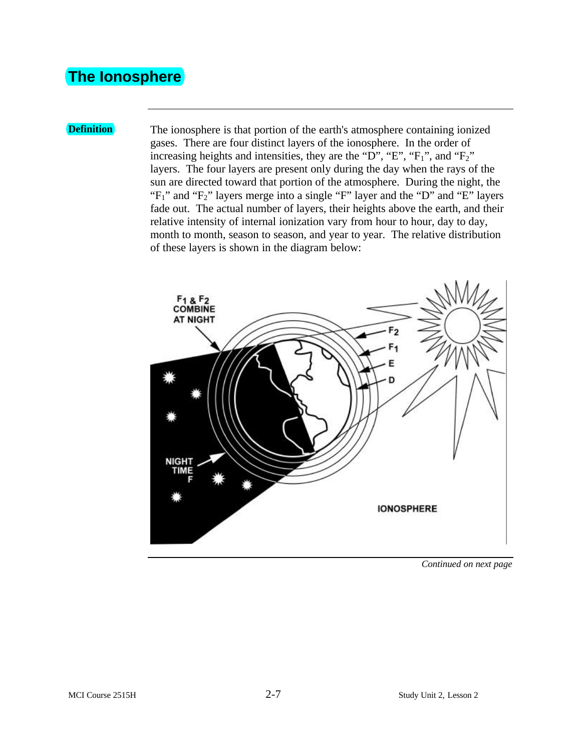# The Ionosphere

**Definition**

The ionosphere is that portion of the earth's atmosphere containing ionized gases. There are four distinct layers of the ionosphere. In the order of increasing heights and intensities, they are the "D", "E", "$F_1$", and "$F_2$" layers. The four layers are present only during the day when the rays of the sun are directed toward that portion of the atmosphere. During the night, the "$F_1$" and "$F_2$" layers merge into a single "F" layer and the "D" and "E" layers fade out. The actual number of layers, their heights above the earth, and their relative intensity of internal ionization vary from hour to hour, day to day, month to month, season to season, and year to year. The relative distribution of these layers is shown in the diagram below:

*Continued on next page*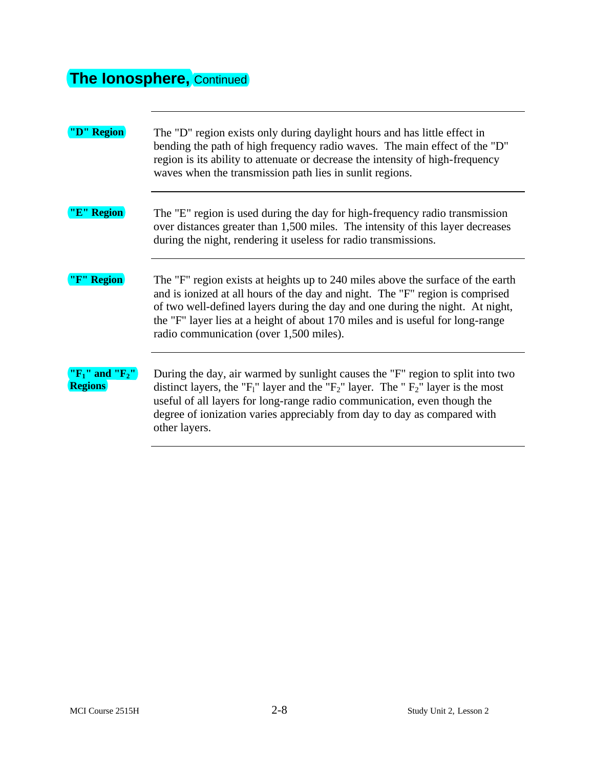# The Ionosphere, Continued

**"D" Region**

The "D" region exists only during daylight hours and has little effect in bending the path of high frequency radio waves. The main effect of the "D" region is its ability to attenuate or decrease the intensity of high-frequency waves when the transmission path lies in sunlit regions.

**"E" Region**

The "E" region is used during the day for high-frequency radio transmission over distances greater than 1,500 miles. The intensity of this layer decreases during the night, rendering it useless for radio transmissions.

**"F" Region**

The "F" region exists at heights up to 240 miles above the surface of the earth and is ionized at all hours of the day and night. The "F" region is comprised of two well-defined layers during the day and one during the night. At night, the "F" layer lies at a height of about 170 miles and is useful for long-range radio communication (over 1,500 miles).

**"$F_1$" and "$F_2$" Regions**

During the day, air warmed by sunlight causes the "F" region to split into two distinct layers, the "$F_1$" layer and the "$F_2$" layer. The " $F_2$" layer is the most useful of all layers for long-range radio communication, even though the degree of ionization varies appreciably from day to day as compared with other layers.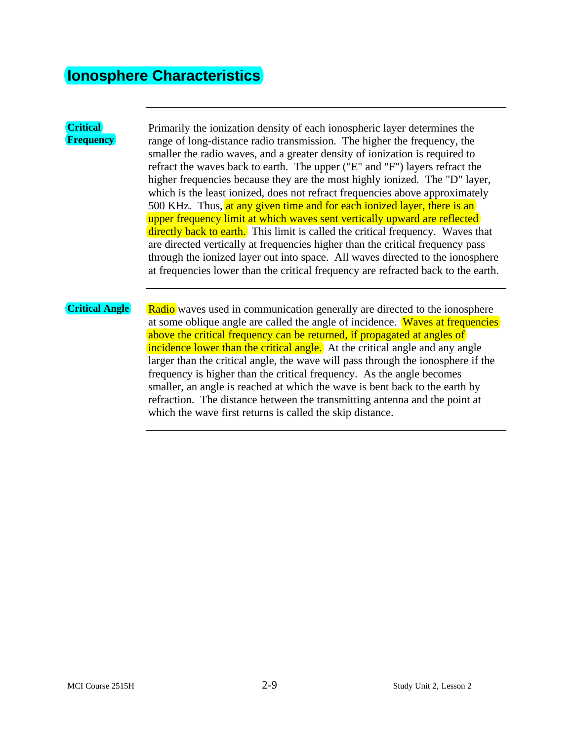# Ionosphere Characteristics

**Critical Frequency**

Primarily the ionization density of each ionospheric layer determines the range of long-distance radio transmission. The higher the frequency, the smaller the radio waves, and a greater density of ionization is required to refract the waves back to earth. The upper ("E" and "F") layers refract the higher frequencies because they are the most highly ionized. The "D" layer, which is the least ionized, does not refract frequencies above approximately 500 KHz. Thus, at any given time and for each ionized layer, there is an upper frequency limit at which waves sent vertically upward are reflected directly back to earth. This limit is called the critical frequency. Waves that are directed vertically at frequencies higher than the critical frequency pass through the ionized layer out into space. All waves directed to the ionosphere at frequencies lower than the critical frequency are refracted back to the earth.

**Critical Angle**

Radio waves used in communication generally are directed to the ionosphere at some oblique angle are called the angle of incidence. Waves at frequencies above the critical frequency can be returned, if propagated at angles of incidence lower than the critical angle. At the critical angle and any angle larger than the critical angle, the wave will pass through the ionosphere if the frequency is higher than the critical frequency. As the angle becomes smaller, an angle is reached at which the wave is bent back to the earth by refraction. The distance between the transmitting antenna and the point at which the wave first returns is called the skip distance.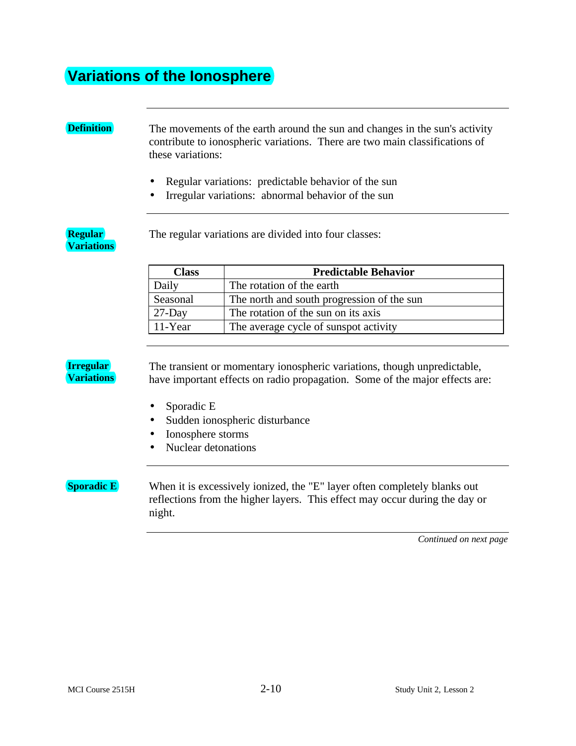# Variations of the Ionosphere

## Definition

The movements of the earth around the sun and changes in the sun's activity contribute to ionospheric variations. There are two main classifications of these variations:

- Regular variations: predictable behavior of the sun
- Irregular variations: abnormal behavior of the sun

## Regular Variations

The regular variations are divided into four classes:

| Class | Predictable Behavior |
|---|---|
| Daily | The rotation of the earth |
| Seasonal | The north and south progression of the sun |
| 27-Day | The rotation of the sun on its axis |
| 11-Year | The average cycle of sunspot activity |

## Irregular Variations

The transient or momentary ionospheric variations, though unpredictable, have important effects on radio propagation. Some of the major effects are:

- Sporadic E
- Sudden ionospheric disturbance
- Ionosphere storms
- Nuclear detonations

## Sporadic E

When it is excessively ionized, the "E" layer often completely blanks out reflections from the higher layers. This effect may occur during the day or night.

*Continued on next page*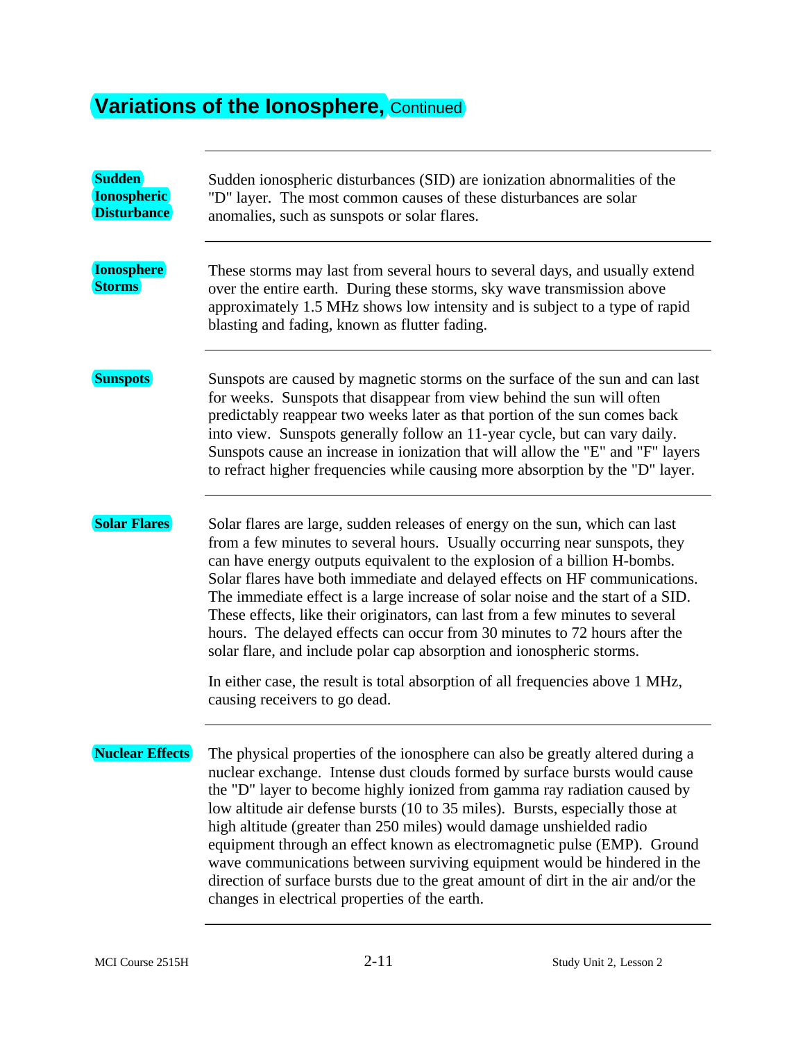# Variations of the Ionosphere, Continued

**Sudden Ionospheric Disturbance**

Sudden ionospheric disturbances (SID) are ionization abnormalities of the "D" layer. The most common causes of these disturbances are solar anomalies, such as sunspots or solar flares.

**Ionosphere Storms**

These storms may last from several hours to several days, and usually extend over the entire earth. During these storms, sky wave transmission above approximately 1.5 MHz shows low intensity and is subject to a type of rapid blasting and fading, known as flutter fading.

**Sunspots**

Sunspots are caused by magnetic storms on the surface of the sun and can last for weeks. Sunspots that disappear from view behind the sun will often predictably reappear two weeks later as that portion of the sun comes back into view. Sunspots generally follow an 11-year cycle, but can vary daily. Sunspots cause an increase in ionization that will allow the "E" and "F" layers to refract higher frequencies while causing more absorption by the "D" layer.

**Solar Flares**

Solar flares are large, sudden releases of energy on the sun, which can last from a few minutes to several hours. Usually occurring near sunspots, they can have energy outputs equivalent to the explosion of a billion H-bombs. Solar flares have both immediate and delayed effects on HF communications. The immediate effect is a large increase of solar noise and the start of a SID. These effects, like their originators, can last from a few minutes to several hours. The delayed effects can occur from 30 minutes to 72 hours after the solar flare, and include polar cap absorption and ionospheric storms.

In either case, the result is total absorption of all frequencies above 1 MHz, causing receivers to go dead.

**Nuclear Effects**

The physical properties of the ionosphere can also be greatly altered during a nuclear exchange. Intense dust clouds formed by surface bursts would cause the "D" layer to become highly ionized from gamma ray radiation caused by low altitude air defense bursts (10 to 35 miles). Bursts, especially those at high altitude (greater than 250 miles) would damage unshielded radio equipment through an effect known as electromagnetic pulse (EMP). Ground wave communications between surviving equipment would be hindered in the direction of surface bursts due to the great amount of dirt in the air and/or the changes in electrical properties of the earth.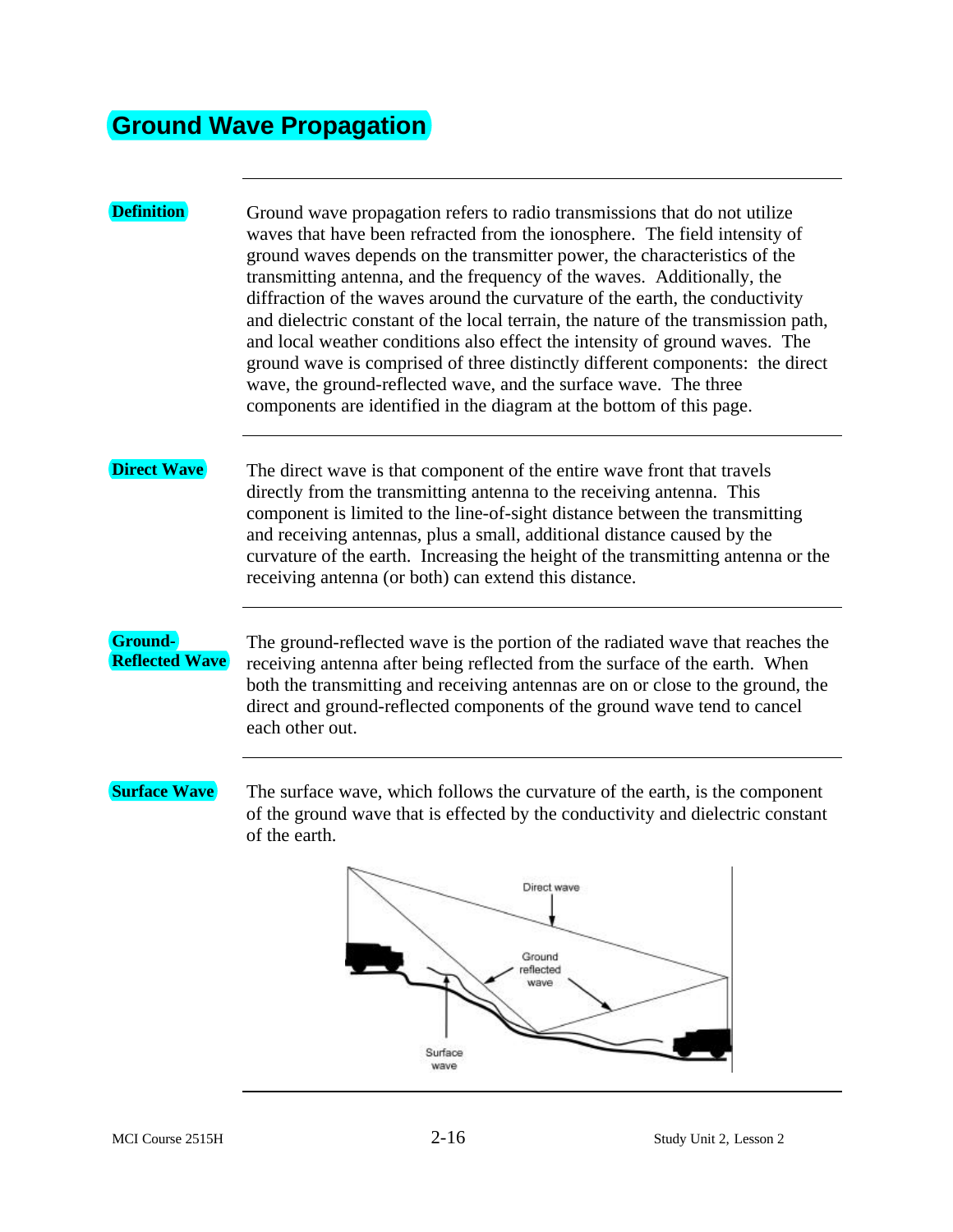# Ground Wave Propagation

**Definition**

Ground wave propagation refers to radio transmissions that do not utilize waves that have been refracted from the ionosphere. The field intensity of ground waves depends on the transmitter power, the characteristics of the transmitting antenna, and the frequency of the waves. Additionally, the diffraction of the waves around the curvature of the earth, the conductivity and dielectric constant of the local terrain, the nature of the transmission path, and local weather conditions also effect the intensity of ground waves. The ground wave is comprised of three distinctly different components: the direct wave, the ground-reflected wave, and the surface wave. The three components are identified in the diagram at the bottom of this page.

**Direct Wave**

The direct wave is that component of the entire wave front that travels directly from the transmitting antenna to the receiving antenna. This component is limited to the line-of-sight distance between the transmitting and receiving antennas, plus a small, additional distance caused by the curvature of the earth. Increasing the height of the transmitting antenna or the receiving antenna (or both) can extend this distance.

**Ground-Reflected Wave**

The ground-reflected wave is the portion of the radiated wave that reaches the receiving antenna after being reflected from the surface of the earth. When both the transmitting and receiving antennas are on or close to the ground, the direct and ground-reflected components of the ground wave tend to cancel each other out.

**Surface Wave**

The surface wave, which follows the curvature of the earth, is the component of the ground wave that is effected by the conductivity and dielectric constant of the earth.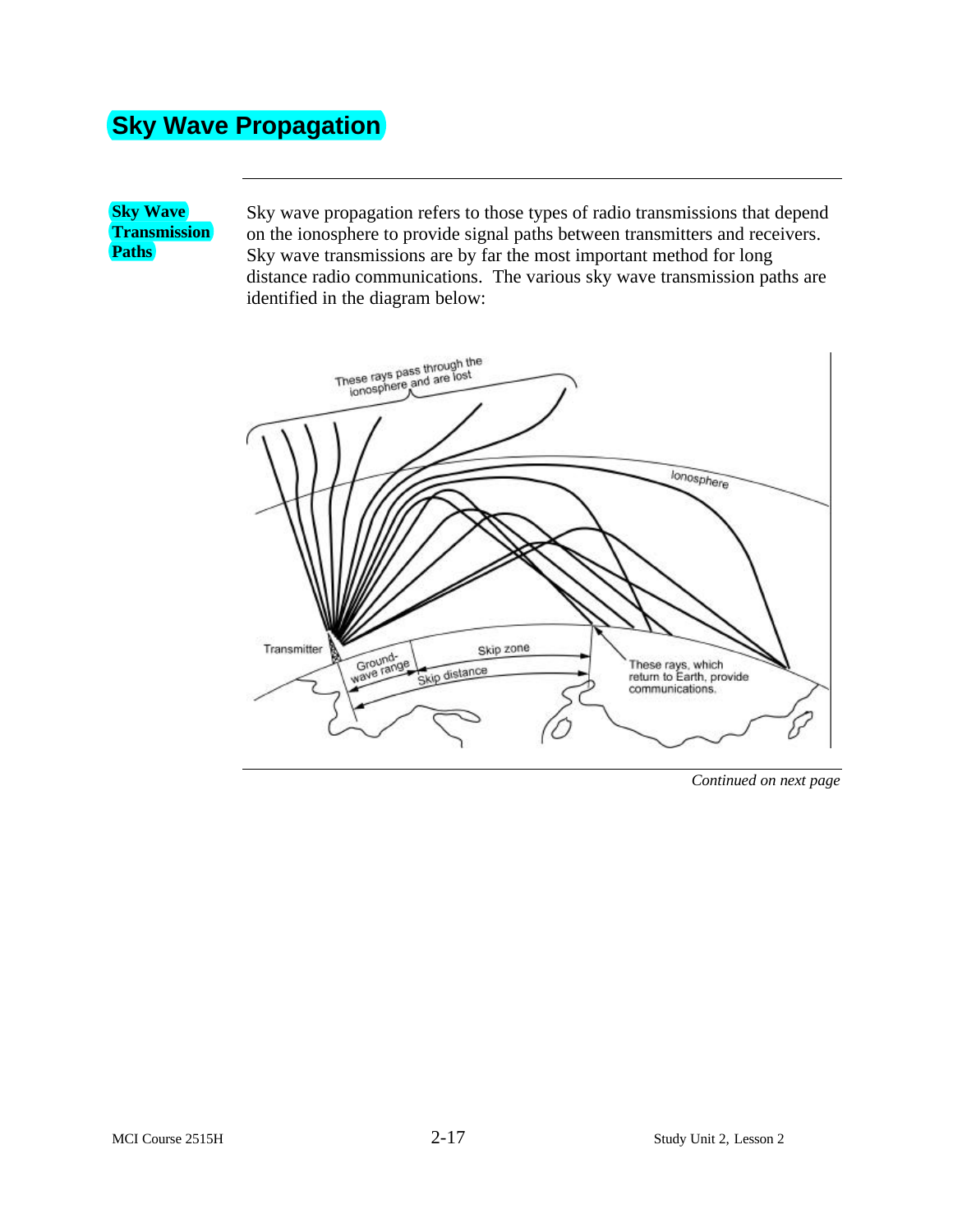# Sky Wave Propagation

**Sky Wave Transmission Paths**

Sky wave propagation refers to those types of radio transmissions that depend on the ionosphere to provide signal paths between transmitters and receivers. Sky wave transmissions are by far the most important method for long distance radio communications. The various sky wave transmission paths are identified in the diagram below:

These rays pass through the ionosphere and are lost

Ionosphere

Transmitter

Ground-wave range

Skip zone

Skip distance

These rays, which return to Earth, provide communications.

*Continued on next page*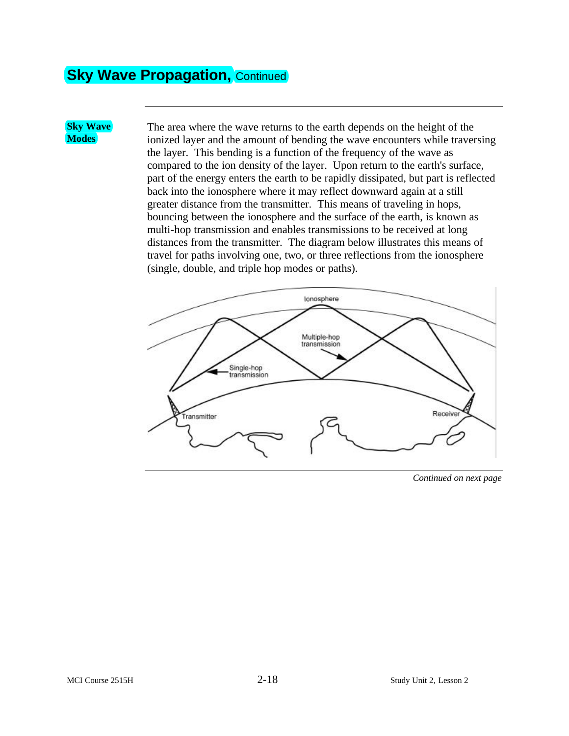# Sky Wave Propagation, Continued

**Sky Wave Modes**

The area where the wave returns to the earth depends on the height of the ionized layer and the amount of bending the wave encounters while traversing the layer. This bending is a function of the frequency of the wave as compared to the ion density of the layer. Upon return to the earth's surface, part of the energy enters the earth to be rapidly dissipated, but part is reflected back into the ionosphere where it may reflect downward again at a still greater distance from the transmitter. This means of traveling in hops, bouncing between the ionosphere and the surface of the earth, is known as multi-hop transmission and enables transmissions to be received at long distances from the transmitter. The diagram below illustrates this means of travel for paths involving one, two, or three reflections from the ionosphere (single, double, and triple hop modes or paths).

Ionosphere

Multiple-hop transmission

Single-hop transmission

Transmitter

Receiver

*Continued on next page*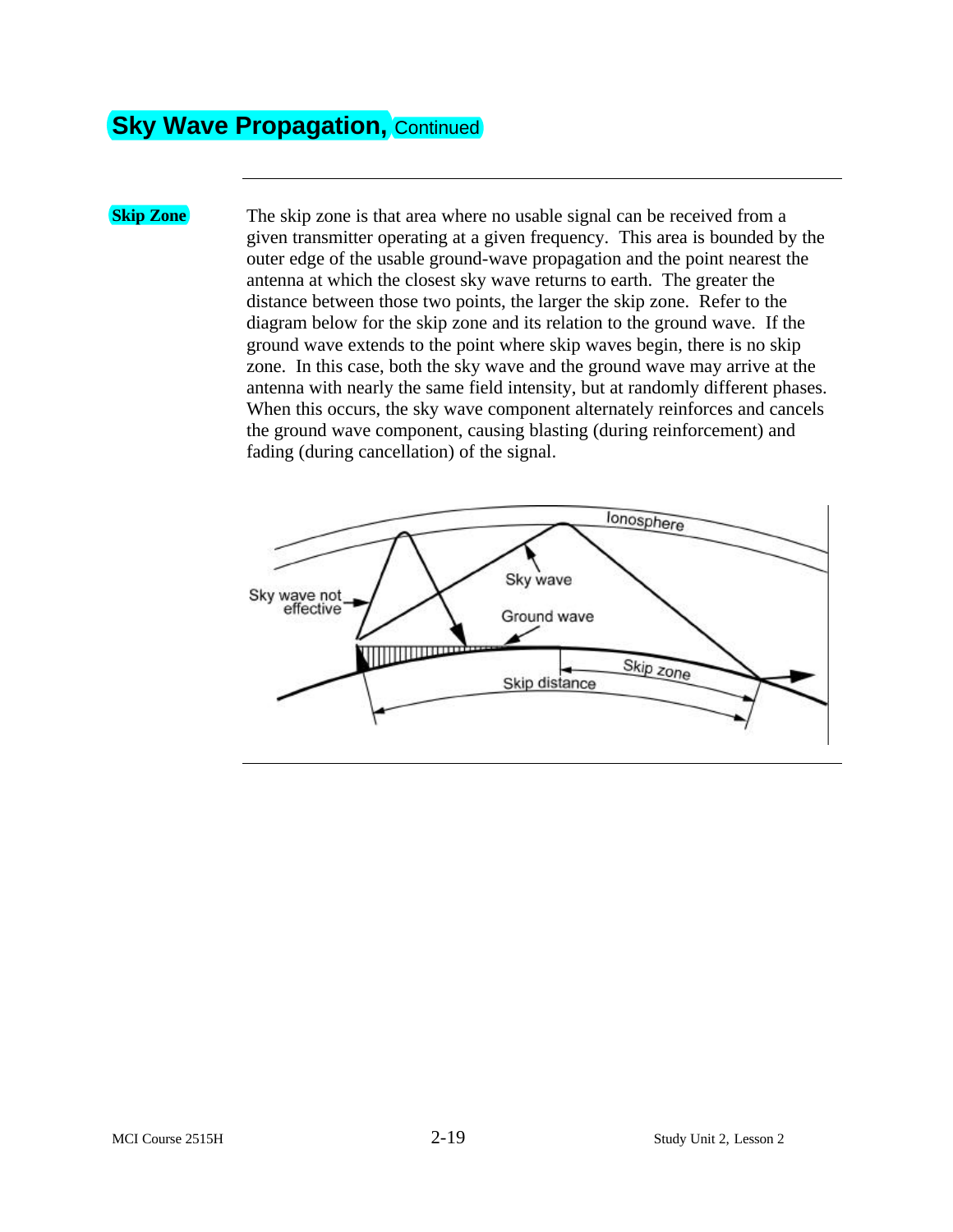## Sky Wave Propagation, Continued

**Skip Zone**

The skip zone is that area where no usable signal can be received from a given transmitter operating at a given frequency. This area is bounded by the outer edge of the usable ground-wave propagation and the point nearest the antenna at which the closest sky wave returns to earth. The greater the distance between those two points, the larger the skip zone. Refer to the diagram below for the skip zone and its relation to the ground wave. If the ground wave extends to the point where skip waves begin, there is no skip zone. In this case, both the sky wave and the ground wave may arrive at the antenna with nearly the same field intensity, but at randomly different phases. When this occurs, the sky wave component alternately reinforces and cancels the ground wave component, causing blasting (during reinforcement) and fading (during cancellation) of the signal.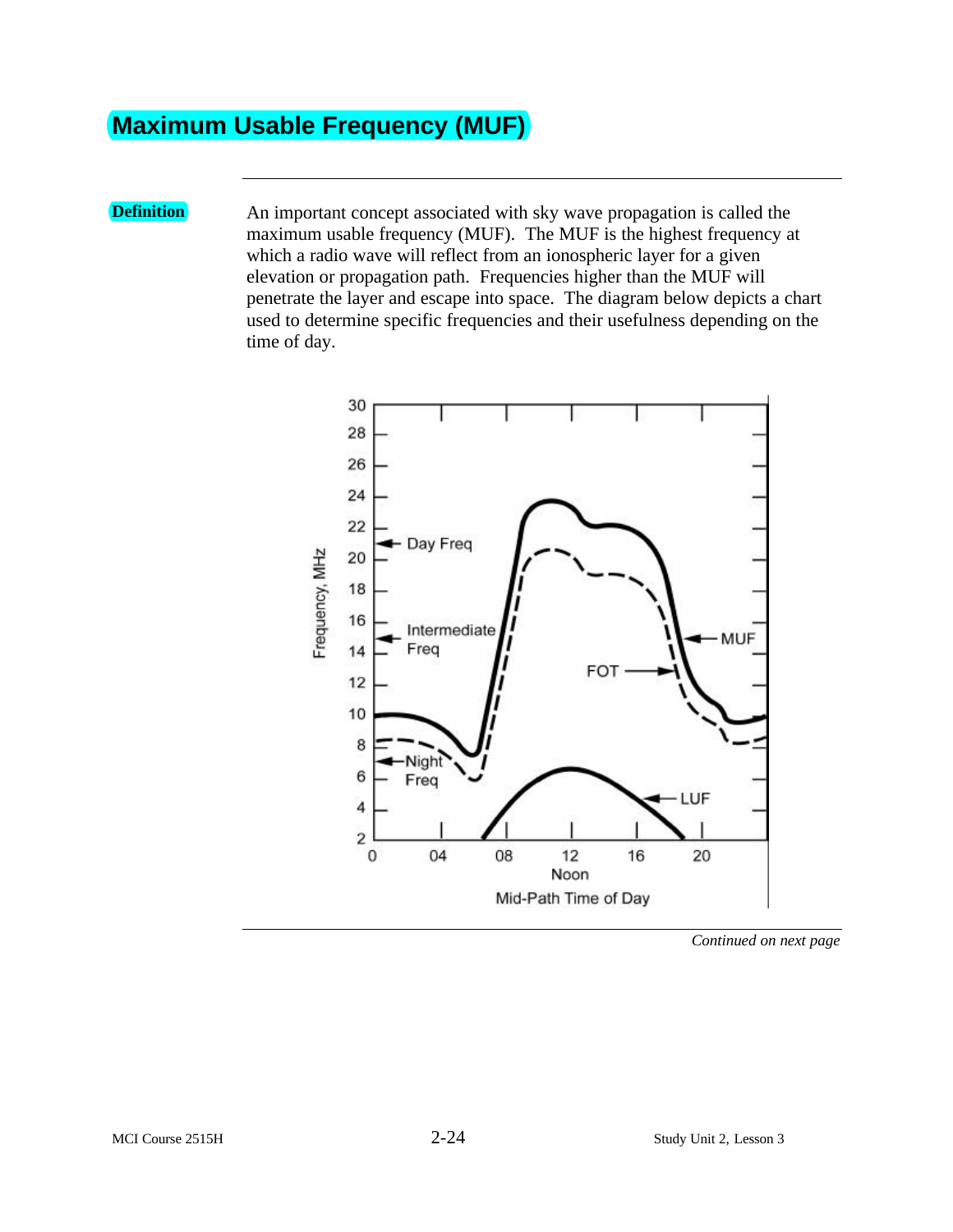# Maximum Usable Frequency (MUF)

**Definition**

An important concept associated with sky wave propagation is called the maximum usable frequency (MUF). The MUF is the highest frequency at which a radio wave will reflect from an ionospheric layer for a given elevation or propagation path. Frequencies higher than the MUF will penetrate the layer and escape into space. The diagram below depicts a chart used to determine specific frequencies and their usefulness depending on the time of day.

*Continued on next page*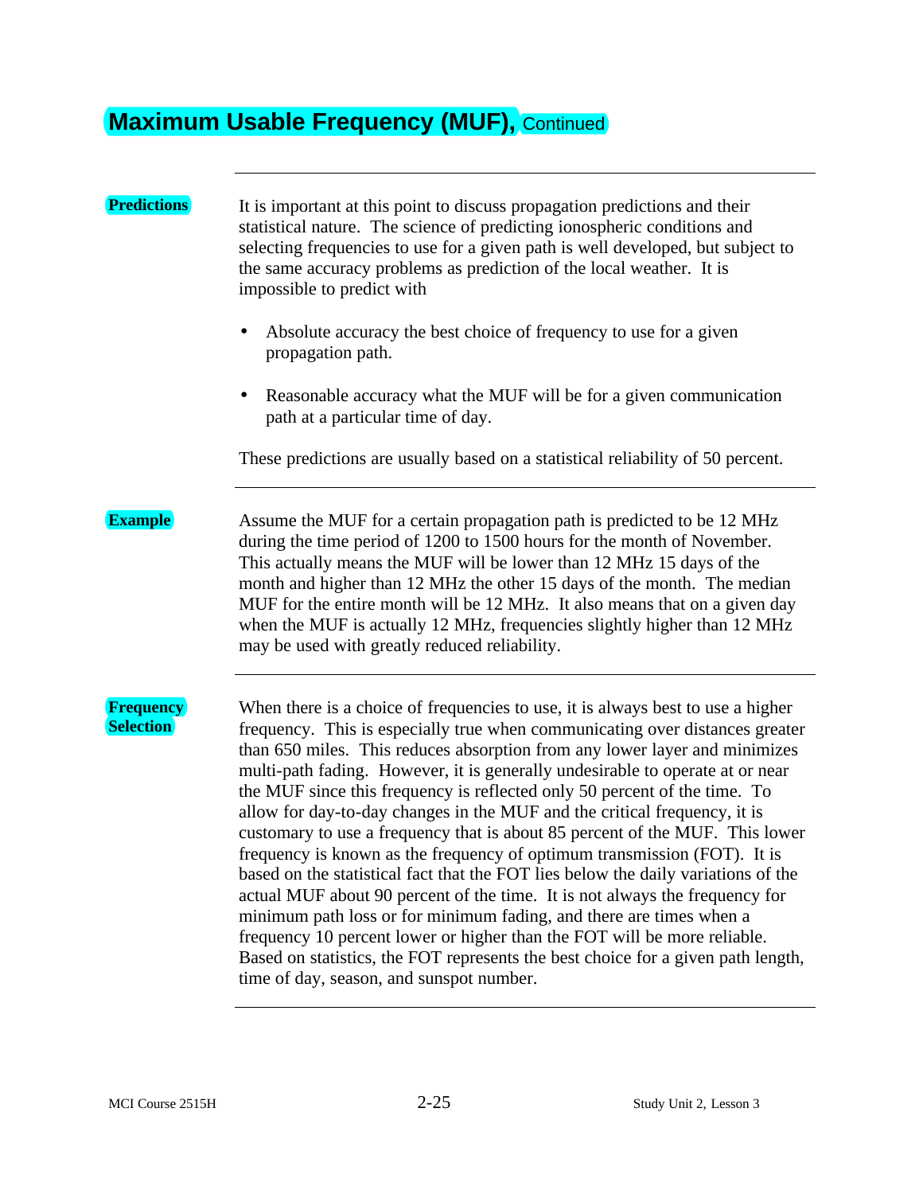# Maximum Usable Frequency (MUF), Continued

**Predictions**

It is important at this point to discuss propagation predictions and their statistical nature. The science of predicting ionospheric conditions and selecting frequencies to use for a given path is well developed, but subject to the same accuracy problems as prediction of the local weather. It is impossible to predict with

- Absolute accuracy the best choice of frequency to use for a given propagation path.
- Reasonable accuracy what the MUF will be for a given communication path at a particular time of day.

These predictions are usually based on a statistical reliability of 50 percent.

**Example**

Assume the MUF for a certain propagation path is predicted to be 12 MHz during the time period of 1200 to 1500 hours for the month of November. This actually means the MUF will be lower than 12 MHz 15 days of the month and higher than 12 MHz the other 15 days of the month. The median MUF for the entire month will be 12 MHz. It also means that on a given day when the MUF is actually 12 MHz, frequencies slightly higher than 12 MHz may be used with greatly reduced reliability.

**Frequency Selection**

When there is a choice of frequencies to use, it is always best to use a higher frequency. This is especially true when communicating over distances greater than 650 miles. This reduces absorption from any lower layer and minimizes multi-path fading. However, it is generally undesirable to operate at or near the MUF since this frequency is reflected only 50 percent of the time. To allow for day-to-day changes in the MUF and the critical frequency, it is customary to use a frequency that is about 85 percent of the MUF. This lower frequency is known as the frequency of optimum transmission (FOT). It is based on the statistical fact that the FOT lies below the daily variations of the actual MUF about 90 percent of the time. It is not always the frequency for minimum path loss or for minimum fading, and there are times when a frequency 10 percent lower or higher than the FOT will be more reliable. Based on statistics, the FOT represents the best choice for a given path length, time of day, season, and sunspot number.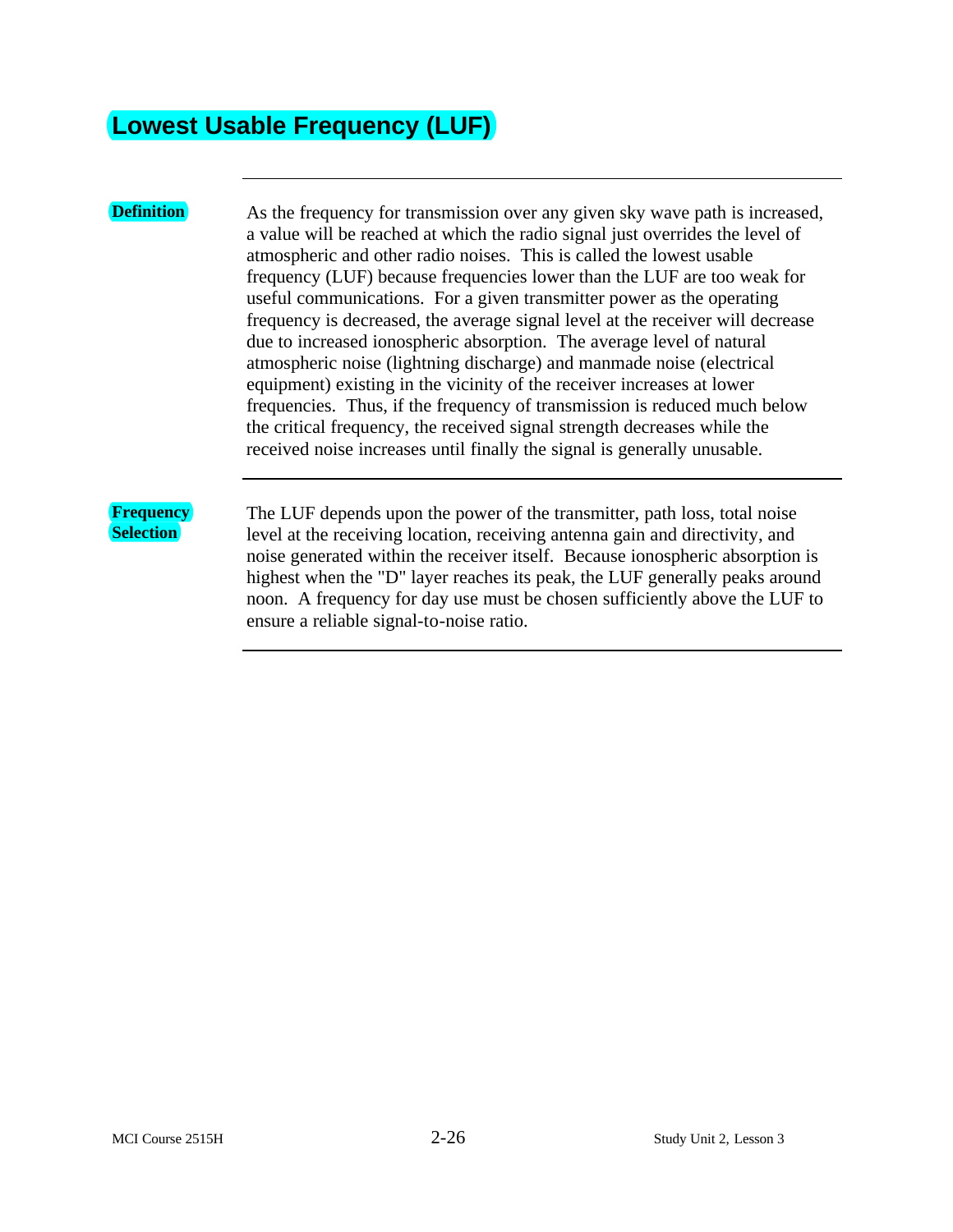# Lowest Usable Frequency (LUF)

---

**Definition**

As the frequency for transmission over any given sky wave path is increased, a value will be reached at which the radio signal just overrides the level of atmospheric and other radio noises. This is called the lowest usable frequency (LUF) because frequencies lower than the LUF are too weak for useful communications. For a given transmitter power as the operating frequency is decreased, the average signal level at the receiver will decrease due to increased ionospheric absorption. The average level of natural atmospheric noise (lightning discharge) and manmade noise (electrical equipment) existing in the vicinity of the receiver increases at lower frequencies. Thus, if the frequency of transmission is reduced much below the critical frequency, the received signal strength decreases while the received noise increases until finally the signal is generally unusable.

---

**Frequency Selection**

The LUF depends upon the power of the transmitter, path loss, total noise level at the receiving location, receiving antenna gain and directivity, and noise generated within the receiver itself. Because ionospheric absorption is highest when the "D" layer reaches its peak, the LUF generally peaks around noon. A frequency for day use must be chosen sufficiently above the LUF to ensure a reliable signal-to-noise ratio.

---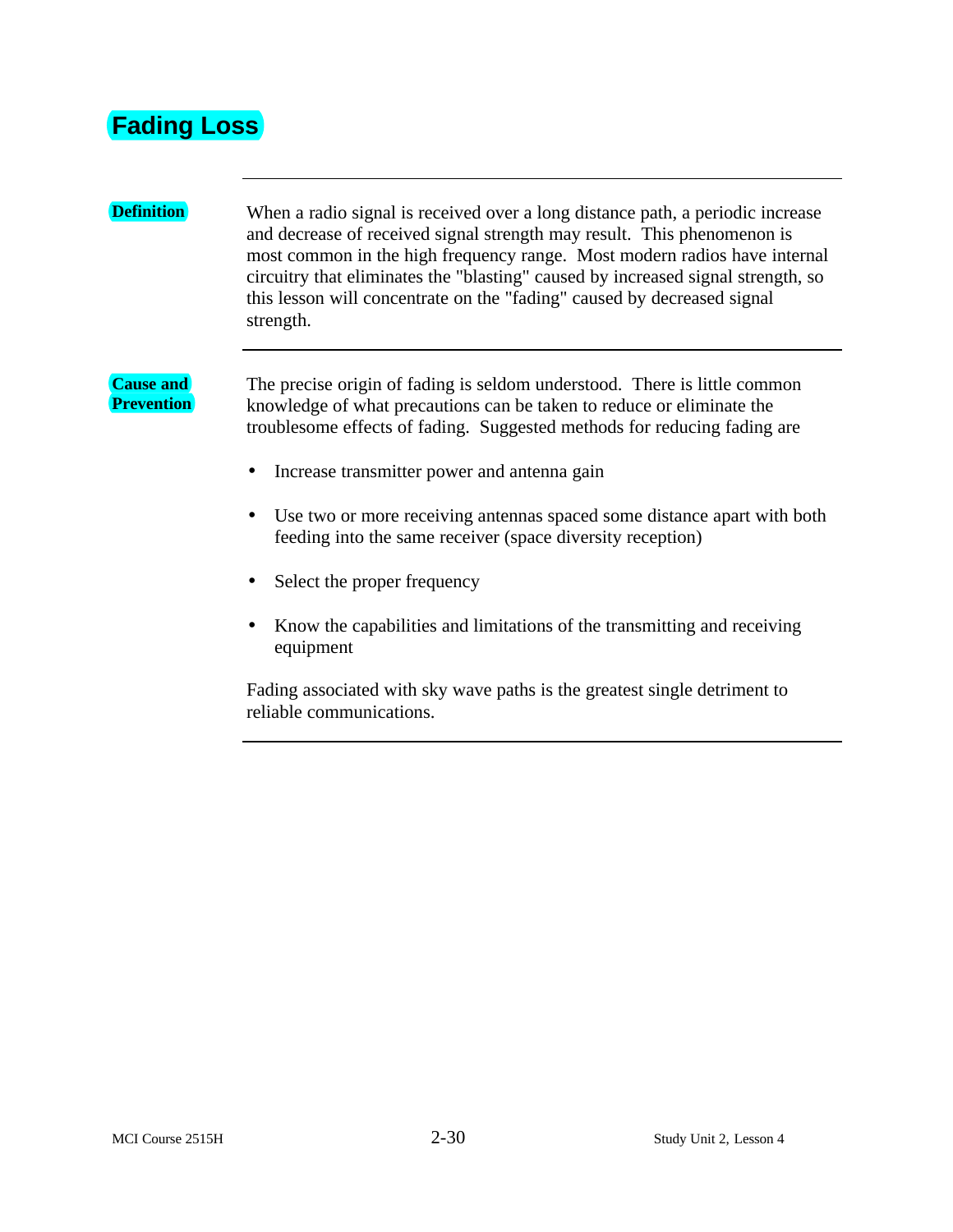# Fading Loss

**Definition**

When a radio signal is received over a long distance path, a periodic increase and decrease of received signal strength may result. This phenomenon is most common in the high frequency range. Most modern radios have internal circuitry that eliminates the "blasting" caused by increased signal strength, so this lesson will concentrate on the "fading" caused by decreased signal strength.

**Cause and Prevention**

The precise origin of fading is seldom understood. There is little common knowledge of what precautions can be taken to reduce or eliminate the troublesome effects of fading. Suggested methods for reducing fading are

- Increase transmitter power and antenna gain
- Use two or more receiving antennas spaced some distance apart with both feeding into the same receiver (space diversity reception)
- Select the proper frequency
- Know the capabilities and limitations of the transmitting and receiving equipment

Fading associated with sky wave paths is the greatest single detriment to reliable communications.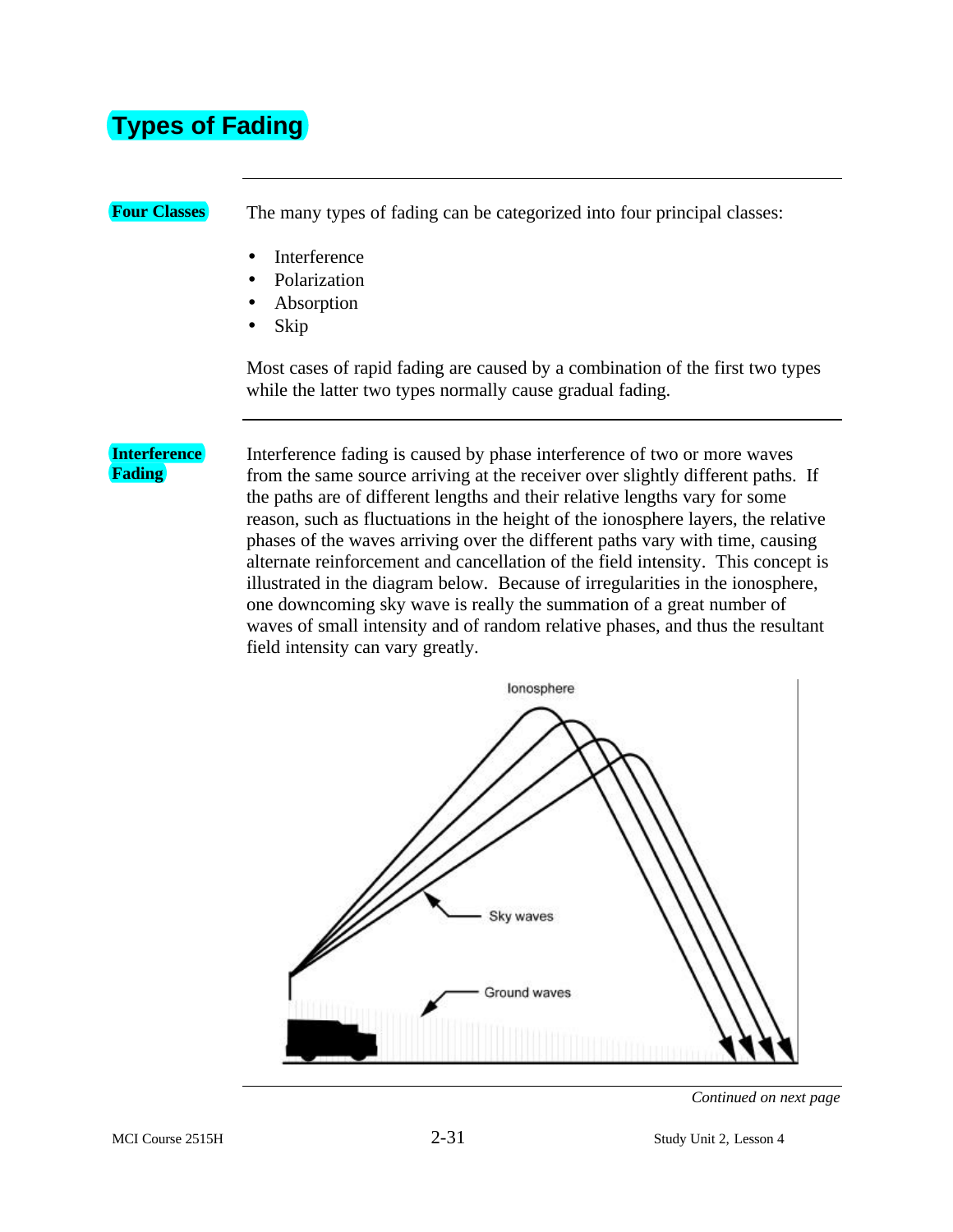# Types of Fading

## Four Classes

The many types of fading can be categorized into four principal classes:

- Interference
- Polarization
- Absorption
- Skip

Most cases of rapid fading are caused by a combination of the first two types while the latter two types normally cause gradual fading.

## Interference Fading

Interference fading is caused by phase interference of two or more waves from the same source arriving at the receiver over slightly different paths. If the paths are of different lengths and their relative lengths vary for some reason, such as fluctuations in the height of the ionosphere layers, the relative phases of the waves arriving over the different paths vary with time, causing alternate reinforcement and cancellation of the field intensity. This concept is illustrated in the diagram below. Because of irregularities in the ionosphere, one downcoming sky wave is really the summation of a great number of waves of small intensity and of random relative phases, and thus the resultant field intensity can vary greatly.

*Continued on next page*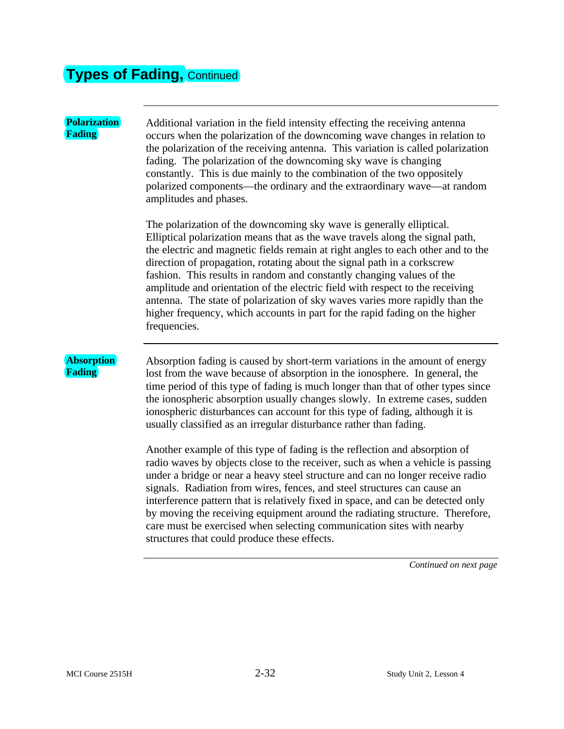# Types of Fading, Continued

## Polarization Fading

Additional variation in the field intensity effecting the receiving antenna occurs when the polarization of the downcoming wave changes in relation to the polarization of the receiving antenna. This variation is called polarization fading. The polarization of the downcoming sky wave is changing constantly. This is due mainly to the combination of the two oppositely polarized components—the ordinary and the extraordinary wave—at random amplitudes and phases.

The polarization of the downcoming sky wave is generally elliptical. Elliptical polarization means that as the wave travels along the signal path, the electric and magnetic fields remain at right angles to each other and to the direction of propagation, rotating about the signal path in a corkscrew fashion. This results in random and constantly changing values of the amplitude and orientation of the electric field with respect to the receiving antenna. The state of polarization of sky waves varies more rapidly than the higher frequency, which accounts in part for the rapid fading on the higher frequencies.

## Absorption Fading

Absorption fading is caused by short-term variations in the amount of energy lost from the wave because of absorption in the ionosphere. In general, the time period of this type of fading is much longer than that of other types since the ionospheric absorption usually changes slowly. In extreme cases, sudden ionospheric disturbances can account for this type of fading, although it is usually classified as an irregular disturbance rather than fading.

Another example of this type of fading is the reflection and absorption of radio waves by objects close to the receiver, such as when a vehicle is passing under a bridge or near a heavy steel structure and can no longer receive radio signals. Radiation from wires, fences, and steel structures can cause an interference pattern that is relatively fixed in space, and can be detected only by moving the receiving equipment around the radiating structure. Therefore, care must be exercised when selecting communication sites with nearby structures that could produce these effects.

*Continued on next page*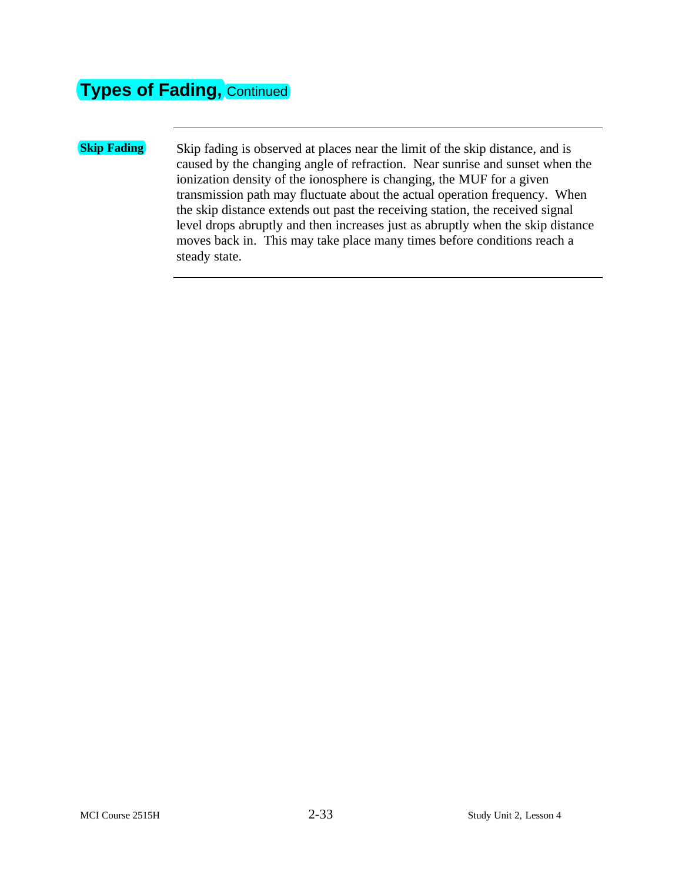# Types of Fading, Continued

**Skip Fading**

Skip fading is observed at places near the limit of the skip distance, and is caused by the changing angle of refraction. Near sunrise and sunset when the ionization density of the ionosphere is changing, the MUF for a given transmission path may fluctuate about the actual operation frequency. When the skip distance extends out past the receiving station, the received signal level drops abruptly and then increases just as abruptly when the skip distance moves back in. This may take place many times before conditions reach a steady state.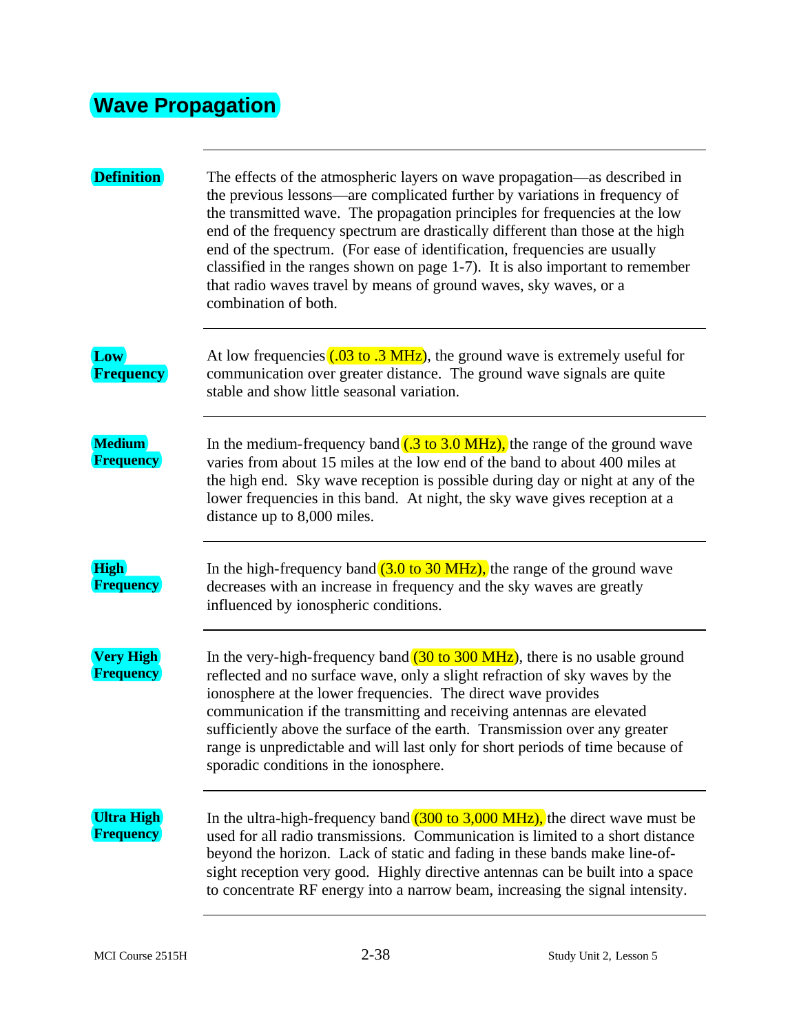# Wave Propagation

**Definition**

The effects of the atmospheric layers on wave propagation—as described in the previous lessons—are complicated further by variations in frequency of the transmitted wave. The propagation principles for frequencies at the low end of the frequency spectrum are drastically different than those at the high end of the spectrum. (For ease of identification, frequencies are usually classified in the ranges shown on page 1-7). It is also important to remember that radio waves travel by means of ground waves, sky waves, or a combination of both.

**Low Frequency**

At low frequencies (.03 to .3 MHz), the ground wave is extremely useful for communication over greater distance. The ground wave signals are quite stable and show little seasonal variation.

**Medium Frequency**

In the medium-frequency band (.3 to 3.0 MHz), the range of the ground wave varies from about 15 miles at the low end of the band to about 400 miles at the high end. Sky wave reception is possible during day or night at any of the lower frequencies in this band. At night, the sky wave gives reception at a distance up to 8,000 miles.

**High Frequency**

In the high-frequency band (3.0 to 30 MHz), the range of the ground wave decreases with an increase in frequency and the sky waves are greatly influenced by ionospheric conditions.

**Very High Frequency**

In the very-high-frequency band (30 to 300 MHz), there is no usable ground reflected and no surface wave, only a slight refraction of sky waves by the ionosphere at the lower frequencies. The direct wave provides communication if the transmitting and receiving antennas are elevated sufficiently above the surface of the earth. Transmission over any greater range is unpredictable and will last only for short periods of time because of sporadic conditions in the ionosphere.

**Ultra High Frequency**

In the ultra-high-frequency band (300 to 3,000 MHz), the direct wave must be used for all radio transmissions. Communication is limited to a short distance beyond the horizon. Lack of static and fading in these bands make line-of-sight reception very good. Highly directive antennas can be built into a space to concentrate RF energy into a narrow beam, increasing the signal intensity.